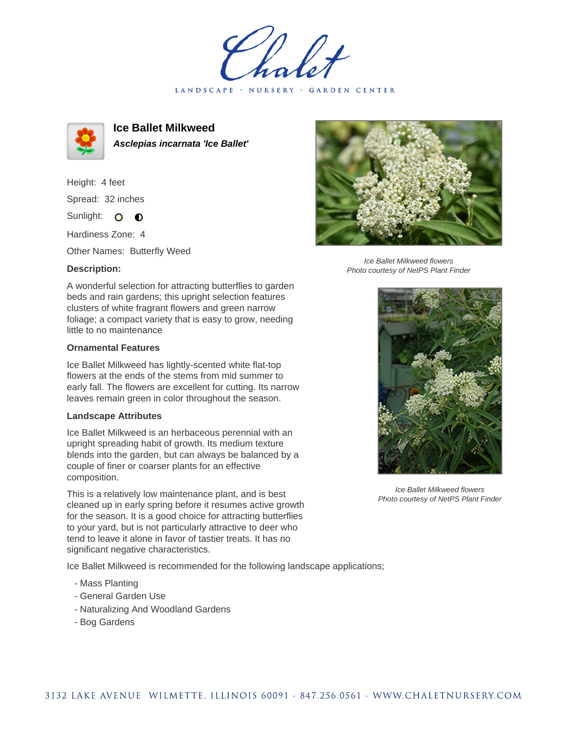# Ice Ballet Milkweed

***Asclepias incarnata 'Ice Ballet'***

Height: 4 feet

Spread: 32 inches

Sunlight: ○ ◐

Hardiness Zone: 4

Other Names: Butterfly Weed

### Description:

A wonderful selection for attracting butterflies to garden beds and rain gardens; this upright selection features clusters of white fragrant flowers and green narrow foliage; a compact variety that is easy to grow, needing little to no maintenance

### Ornamental Features

Ice Ballet Milkweed has lightly-scented white flat-top flowers at the ends of the stems from mid summer to early fall. The flowers are excellent for cutting. Its narrow leaves remain green in color throughout the season.

### Landscape Attributes

Ice Ballet Milkweed is an herbaceous perennial with an upright spreading habit of growth. Its medium texture blends into the garden, but can always be balanced by a couple of finer or coarser plants for an effective composition.

This is a relatively low maintenance plant, and is best cleaned up in early spring before it resumes active growth for the season. It is a good choice for attracting butterflies to your yard, but is not particularly attractive to deer who tend to leave it alone in favor of tastier treats. It has no significant negative characteristics.

Ice Ballet Milkweed is recommended for the following landscape applications;

- Mass Planting
- General Garden Use
- Naturalizing And Woodland Gardens
- Bog Gardens

*Ice Ballet Milkweed flowers*
*Photo courtesy of NetPS Plant Finder*

*Ice Ballet Milkweed flowers*
*Photo courtesy of NetPS Plant Finder*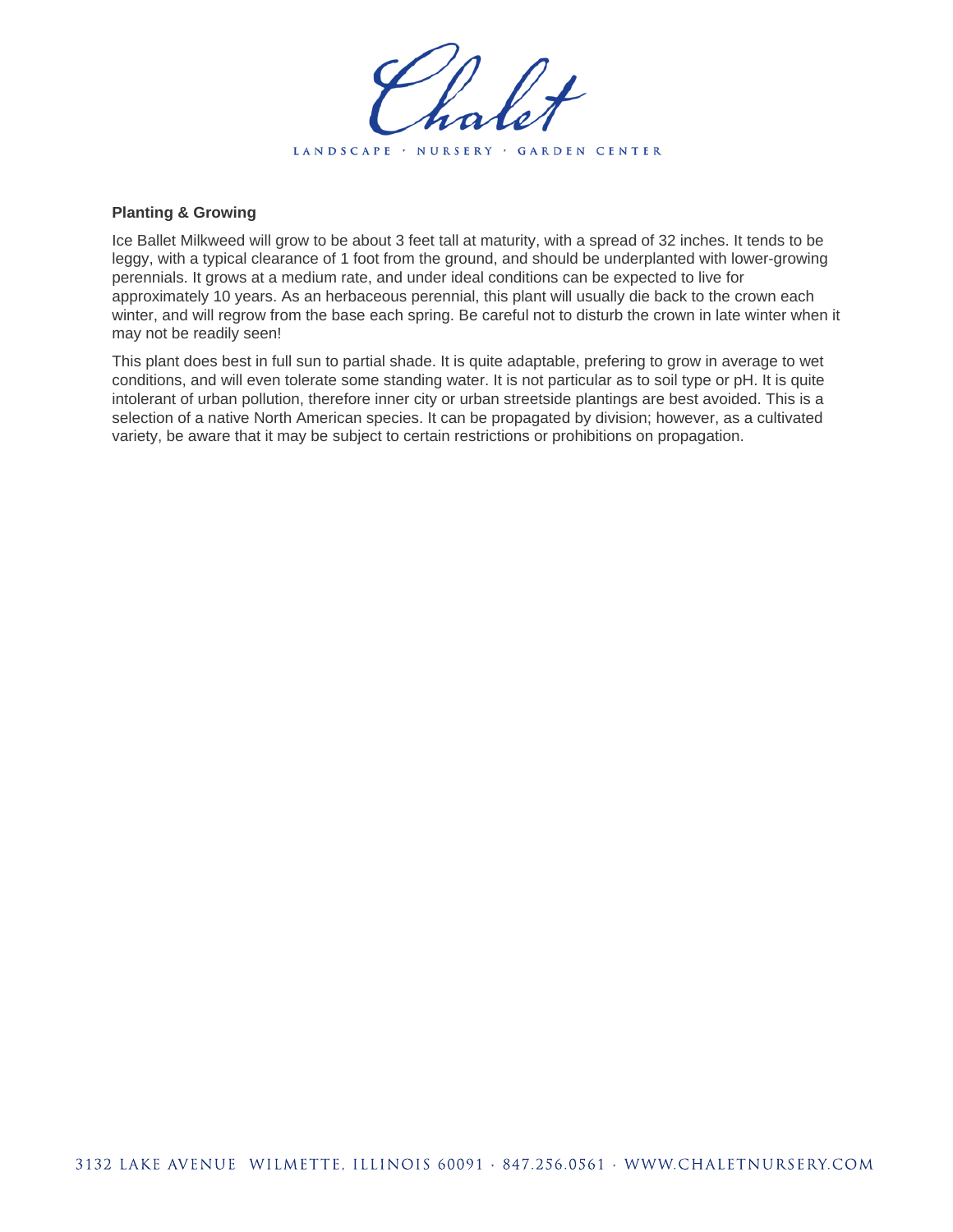### Planting & Growing

Ice Ballet Milkweed will grow to be about 3 feet tall at maturity, with a spread of 32 inches. It tends to be leggy, with a typical clearance of 1 foot from the ground, and should be underplanted with lower-growing perennials. It grows at a medium rate, and under ideal conditions can be expected to live for approximately 10 years. As an herbaceous perennial, this plant will usually die back to the crown each winter, and will regrow from the base each spring. Be careful not to disturb the crown in late winter when it may not be readily seen!

This plant does best in full sun to partial shade. It is quite adaptable, prefering to grow in average to wet conditions, and will even tolerate some standing water. It is not particular as to soil type or pH. It is quite intolerant of urban pollution, therefore inner city or urban streetside plantings are best avoided. This is a selection of a native North American species. It can be propagated by division; however, as a cultivated variety, be aware that it may be subject to certain restrictions or prohibitions on propagation.